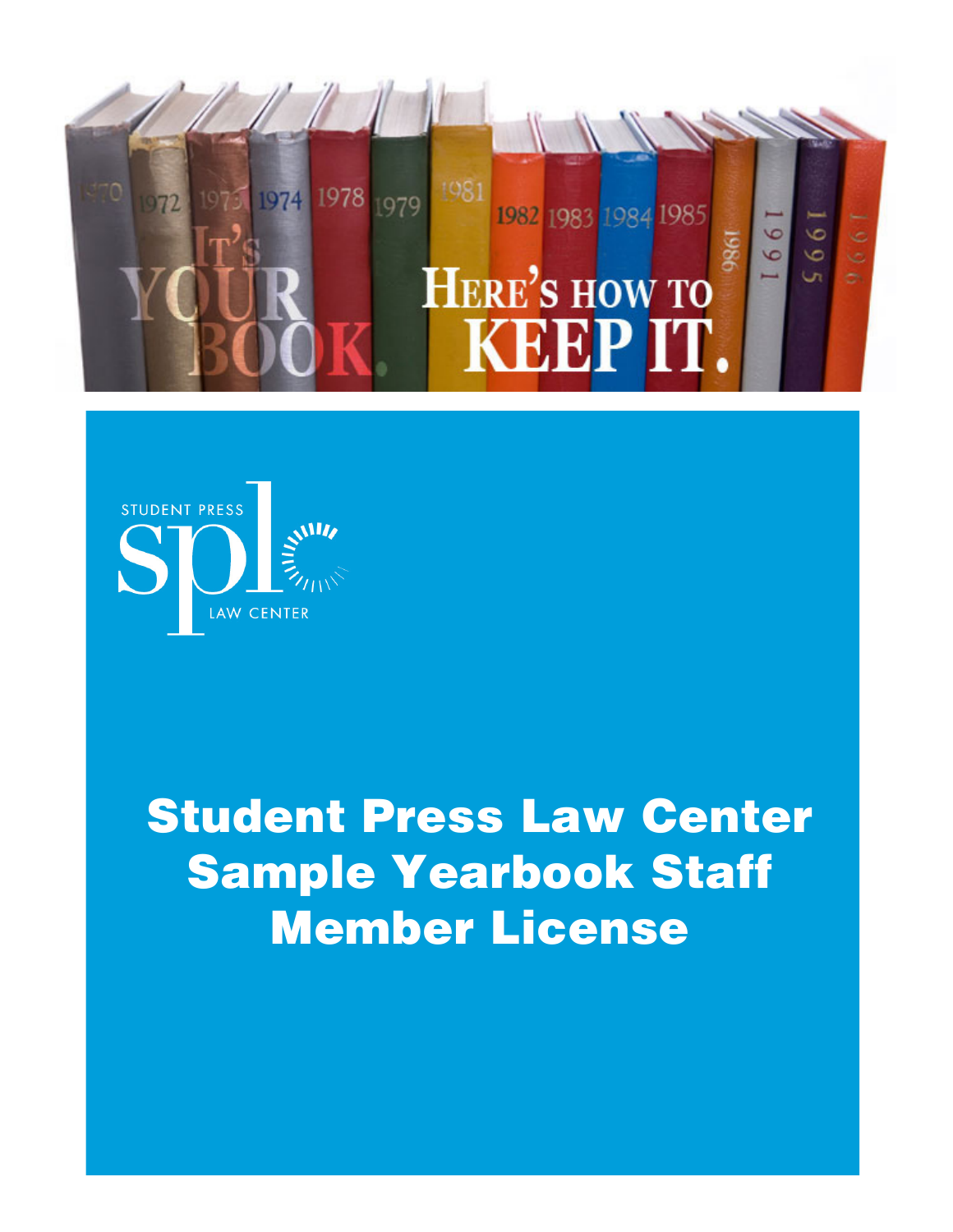It's Your Book. Here's How to Keep It.

STUDENT PRESS LAW CENTER

# Student Press Law Center Sample Yearbook Staff Member License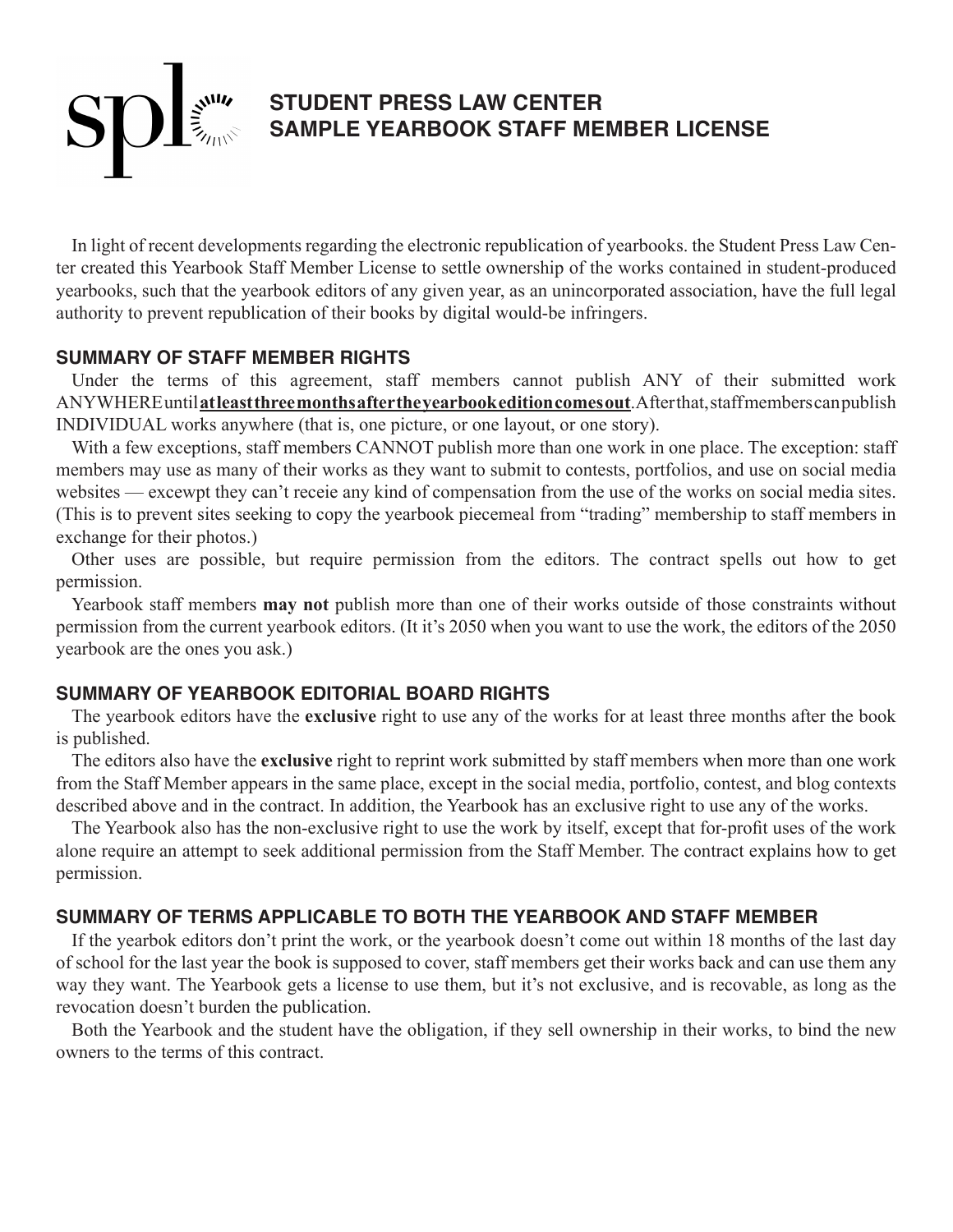# STUDENT PRESS LAW CENTER
# SAMPLE YEARBOOK STAFF MEMBER LICENSE

In light of recent developments regarding the electronic republication of yearbooks. the Student Press Law Center created this Yearbook Staff Member License to settle ownership of the works contained in student-produced yearbooks, such that the yearbook editors of any given year, as an unincorporated association, have the full legal authority to prevent republication of their books by digital would-be infringers.

## SUMMARY OF STAFF MEMBER RIGHTS

Under the terms of this agreement, staff members cannot publish ANY of their submitted work ANYWHERE until **at least three months after the yearbook edition comes out**. After that, staff members can publish INDIVIDUAL works anywhere (that is, one picture, or one layout, or one story).

With a few exceptions, staff members CANNOT publish more than one work in one place. The exception: staff members may use as many of their works as they want to submit to contests, portfolios, and use on social media websites — excewpt they can't receie any kind of compensation from the use of the works on social media sites. (This is to prevent sites seeking to copy the yearbook piecemeal from "trading" membership to staff members in exchange for their photos.)

Other uses are possible, but require permission from the editors. The contract spells out how to get permission.

Yearbook staff members **may not** publish more than one of their works outside of those constraints without permission from the current yearbook editors. (It it's 2050 when you want to use the work, the editors of the 2050 yearbook are the ones you ask.)

## SUMMARY OF YEARBOOK EDITORIAL BOARD RIGHTS

The yearbook editors have the **exclusive** right to use any of the works for at least three months after the book is published.

The editors also have the **exclusive** right to reprint work submitted by staff members when more than one work from the Staff Member appears in the same place, except in the social media, portfolio, contest, and blog contexts described above and in the contract. In addition, the Yearbook has an exclusive right to use any of the works.

The Yearbook also has the non-exclusive right to use the work by itself, except that for-profit uses of the work alone require an attempt to seek additional permission from the Staff Member. The contract explains how to get permission.

## SUMMARY OF TERMS APPLICABLE TO BOTH THE YEARBOOK AND STAFF MEMBER

If the yearbok editors don't print the work, or the yearbook doesn't come out within 18 months of the last day of school for the last year the book is supposed to cover, staff members get their works back and can use them any way they want. The Yearbook gets a license to use them, but it's not exclusive, and is recovable, as long as the revocation doesn't burden the publication.

Both the Yearbook and the student have the obligation, if they sell ownership in their works, to bind the new owners to the terms of this contract.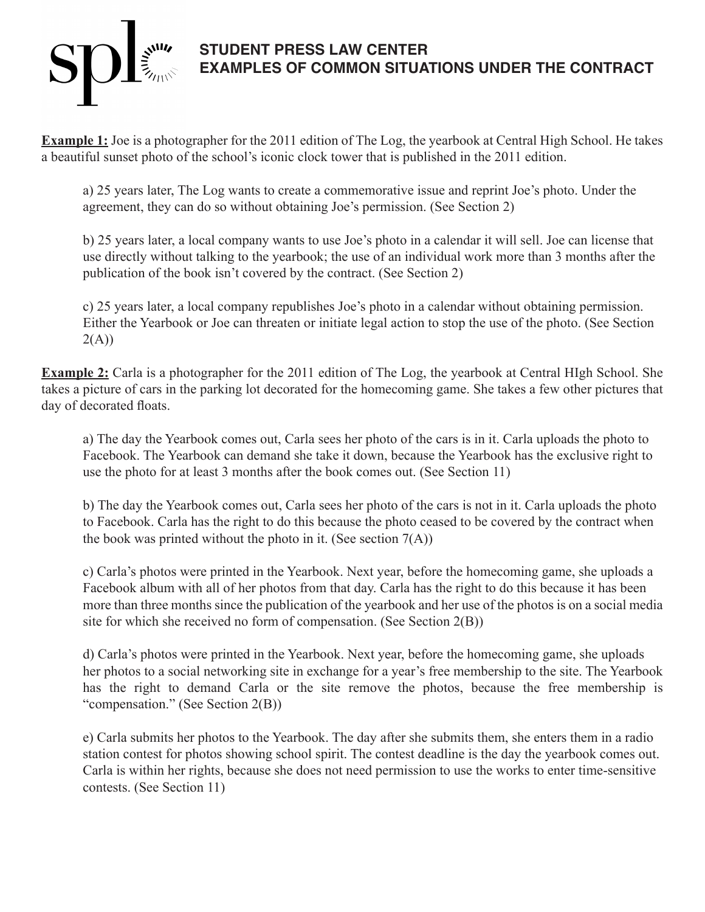# STUDENT PRESS LAW CENTER
# EXAMPLES OF COMMON SITUATIONS UNDER THE CONTRACT

**Example 1:** Joe is a photographer for the 2011 edition of The Log, the yearbook at Central High School. He takes a beautiful sunset photo of the school's iconic clock tower that is published in the 2011 edition.

a) 25 years later, The Log wants to create a commemorative issue and reprint Joe's photo. Under the agreement, they can do so without obtaining Joe's permission. (See Section 2)

b) 25 years later, a local company wants to use Joe's photo in a calendar it will sell. Joe can license that use directly without talking to the yearbook; the use of an individual work more than 3 months after the publication of the book isn't covered by the contract. (See Section 2)

c) 25 years later, a local company republishes Joe's photo in a calendar without obtaining permission. Either the Yearbook or Joe can threaten or initiate legal action to stop the use of the photo. (See Section 2(A))

**Example 2:** Carla is a photographer for the 2011 edition of The Log, the yearbook at Central HIgh School. She takes a picture of cars in the parking lot decorated for the homecoming game. She takes a few other pictures that day of decorated floats.

a) The day the Yearbook comes out, Carla sees her photo of the cars is in it. Carla uploads the photo to Facebook. The Yearbook can demand she take it down, because the Yearbook has the exclusive right to use the photo for at least 3 months after the book comes out. (See Section 11)

b) The day the Yearbook comes out, Carla sees her photo of the cars is not in it. Carla uploads the photo to Facebook. Carla has the right to do this because the photo ceased to be covered by the contract when the book was printed without the photo in it. (See section 7(A))

c) Carla's photos were printed in the Yearbook. Next year, before the homecoming game, she uploads a Facebook album with all of her photos from that day. Carla has the right to do this because it has been more than three months since the publication of the yearbook and her use of the photos is on a social media site for which she received no form of compensation. (See Section 2(B))

d) Carla's photos were printed in the Yearbook. Next year, before the homecoming game, she uploads her photos to a social networking site in exchange for a year's free membership to the site. The Yearbook has the right to demand Carla or the site remove the photos, because the free membership is "compensation." (See Section 2(B))

e) Carla submits her photos to the Yearbook. The day after she submits them, she enters them in a radio station contest for photos showing school spirit. The contest deadline is the day the yearbook comes out. Carla is within her rights, because she does not need permission to use the works to enter time-sensitive contests. (See Section 11)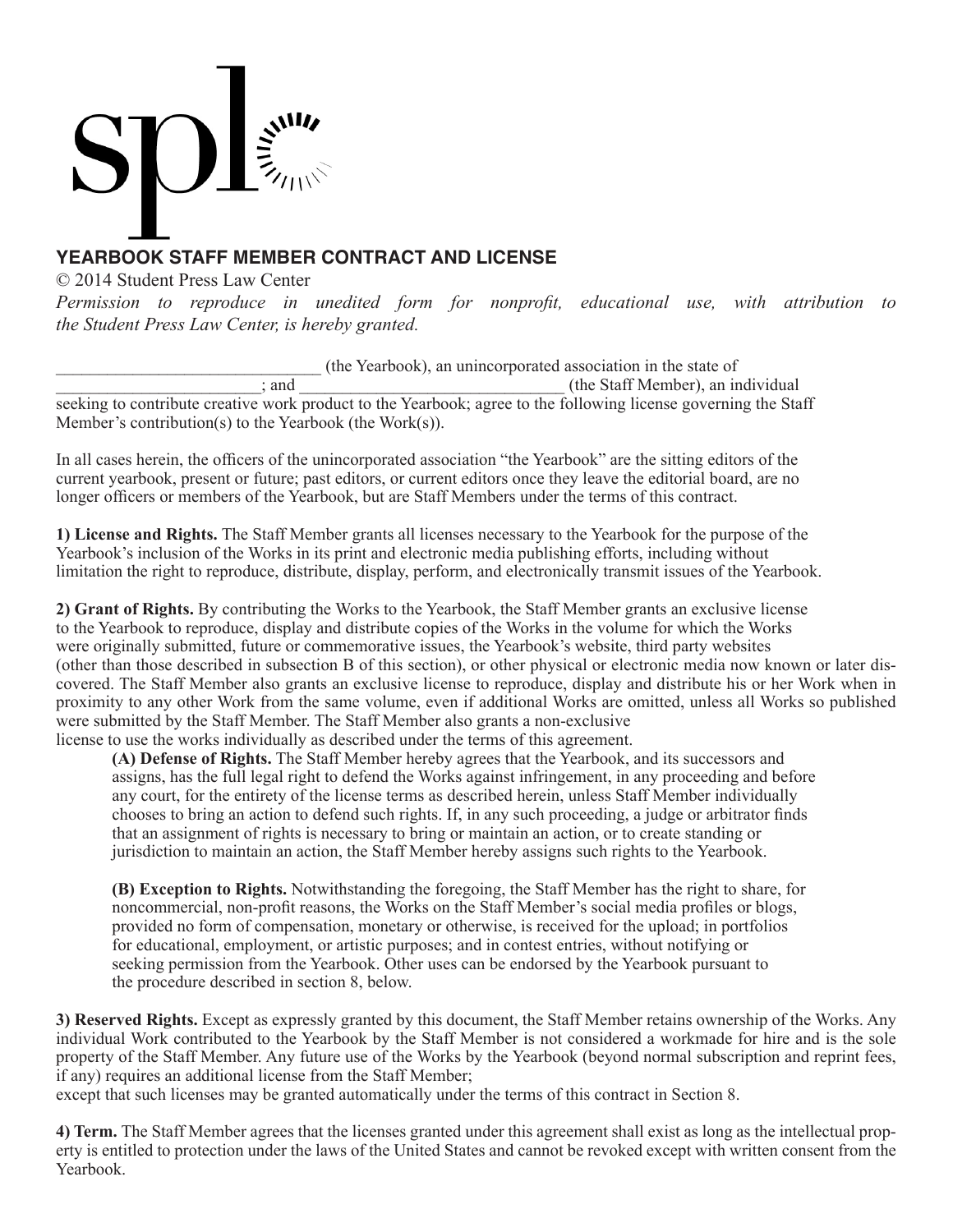# YEARBOOK STAFF MEMBER CONTRACT AND LICENSE

© 2014 Student Press Law Center

*Permission to reproduce in unedited form for nonprofit, educational use, with attribution to the Student Press Law Center, is hereby granted.*

_______________________________ (the Yearbook), an unincorporated association in the state of ________________________; and _______________________________ (the Staff Member), an individual seeking to contribute creative work product to the Yearbook; agree to the following license governing the Staff Member's contribution(s) to the Yearbook (the Work(s)).

In all cases herein, the officers of the unincorporated association "the Yearbook" are the sitting editors of the current yearbook, present or future; past editors, or current editors once they leave the editorial board, are no longer officers or members of the Yearbook, but are Staff Members under the terms of this contract.

**1) License and Rights.** The Staff Member grants all licenses necessary to the Yearbook for the purpose of the Yearbook's inclusion of the Works in its print and electronic media publishing efforts, including without limitation the right to reproduce, distribute, display, perform, and electronically transmit issues of the Yearbook.

**2) Grant of Rights.** By contributing the Works to the Yearbook, the Staff Member grants an exclusive license to the Yearbook to reproduce, display and distribute copies of the Works in the volume for which the Works were originally submitted, future or commemorative issues, the Yearbook's website, third party websites (other than those described in subsection B of this section), or other physical or electronic media now known or later discovered. The Staff Member also grants an exclusive license to reproduce, display and distribute his or her Work when in proximity to any other Work from the same volume, even if additional Works are omitted, unless all Works so published were submitted by the Staff Member. The Staff Member also grants a non-exclusive license to use the works individually as described under the terms of this agreement.

> **(A) Defense of Rights.** The Staff Member hereby agrees that the Yearbook, and its successors and assigns, has the full legal right to defend the Works against infringement, in any proceeding and before any court, for the entirety of the license terms as described herein, unless Staff Member individually chooses to bring an action to defend such rights. If, in any such proceeding, a judge or arbitrator finds that an assignment of rights is necessary to bring or maintain an action, or to create standing or jurisdiction to maintain an action, the Staff Member hereby assigns such rights to the Yearbook.
>
> **(B) Exception to Rights.** Notwithstanding the foregoing, the Staff Member has the right to share, for noncommercial, non-profit reasons, the Works on the Staff Member's social media profiles or blogs, provided no form of compensation, monetary or otherwise, is received for the upload; in portfolios for educational, employment, or artistic purposes; and in contest entries, without notifying or seeking permission from the Yearbook. Other uses can be endorsed by the Yearbook pursuant to the procedure described in section 8, below.

**3) Reserved Rights.** Except as expressly granted by this document, the Staff Member retains ownership of the Works. Any individual Work contributed to the Yearbook by the Staff Member is not considered a workmade for hire and is the sole property of the Staff Member. Any future use of the Works by the Yearbook (beyond normal subscription and reprint fees, if any) requires an additional license from the Staff Member; except that such licenses may be granted automatically under the terms of this contract in Section 8.

**4) Term.** The Staff Member agrees that the licenses granted under this agreement shall exist as long as the intellectual property is entitled to protection under the laws of the United States and cannot be revoked except with written consent from the Yearbook.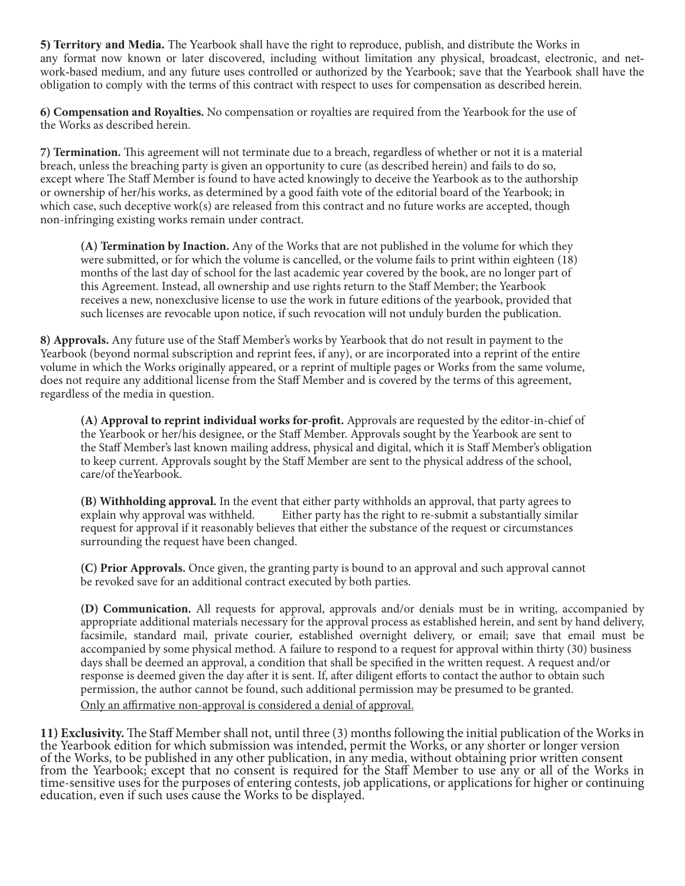**5) Territory and Media.** The Yearbook shall have the right to reproduce, publish, and distribute the Works in any format now known or later discovered, including without limitation any physical, broadcast, electronic, and network-based medium, and any future uses controlled or authorized by the Yearbook; save that the Yearbook shall have the obligation to comply with the terms of this contract with respect to uses for compensation as described herein.

**6) Compensation and Royalties.** No compensation or royalties are required from the Yearbook for the use of the Works as described herein.

**7) Termination.** This agreement will not terminate due to a breach, regardless of whether or not it is a material breach, unless the breaching party is given an opportunity to cure (as described herein) and fails to do so, except where The Staff Member is found to have acted knowingly to deceive the Yearbook as to the authorship or ownership of her/his works, as determined by a good faith vote of the editorial board of the Yearbook; in which case, such deceptive work(s) are released from this contract and no future works are accepted, though non-infringing existing works remain under contract.

> **(A) Termination by Inaction.** Any of the Works that are not published in the volume for which they were submitted, or for which the volume is cancelled, or the volume fails to print within eighteen (18) months of the last day of school for the last academic year covered by the book, are no longer part of this Agreement. Instead, all ownership and use rights return to the Staff Member; the Yearbook receives a new, nonexclusive license to use the work in future editions of the yearbook, provided that such licenses are revocable upon notice, if such revocation will not unduly burden the publication.

**8) Approvals.** Any future use of the Staff Member's works by Yearbook that do not result in payment to the Yearbook (beyond normal subscription and reprint fees, if any), or are incorporated into a reprint of the entire volume in which the Works originally appeared, or a reprint of multiple pages or Works from the same volume, does not require any additional license from the Staff Member and is covered by the terms of this agreement, regardless of the media in question.

> **(A) Approval to reprint individual works for-profit.** Approvals are requested by the editor-in-chief of the Yearbook or her/his designee, or the Staff Member. Approvals sought by the Yearbook are sent to the Staff Member's last known mailing address, physical and digital, which it is Staff Member's obligation to keep current. Approvals sought by the Staff Member are sent to the physical address of the school, care/of theYearbook.
>
> **(B) Withholding approval.** In the event that either party withholds an approval, that party agrees to explain why approval was withheld. Either party has the right to re-submit a substantially similar request for approval if it reasonably believes that either the substance of the request or circumstances surrounding the request have been changed.
>
> **(C) Prior Approvals.** Once given, the granting party is bound to an approval and such approval cannot be revoked save for an additional contract executed by both parties.
>
> **(D) Communication.** All requests for approval, approvals and/or denials must be in writing, accompanied by appropriate additional materials necessary for the approval process as established herein, and sent by hand delivery, facsimile, standard mail, private courier, established overnight delivery, or email; save that email must be accompanied by some physical method. A failure to respond to a request for approval within thirty (30) business days shall be deemed an approval, a condition that shall be specified in the written request. A request and/or response is deemed given the day after it is sent. If, after diligent efforts to contact the author to obtain such permission, the author cannot be found, such additional permission may be presumed to be granted. <u>Only an affirmative non-approval is considered a denial of approval.</u>

**11) Exclusivity.** The Staff Member shall not, until three (3) months following the initial publication of the Works in the Yearbook edition for which submission was intended, permit the Works, or any shorter or longer version of the Works, to be published in any other publication, in any media, without obtaining prior written consent from the Yearbook; except that no consent is required for the Staff Member to use any or all of the Works in time-sensitive uses for the purposes of entering contests, job applications, or applications for higher or continuing education, even if such uses cause the Works to be displayed.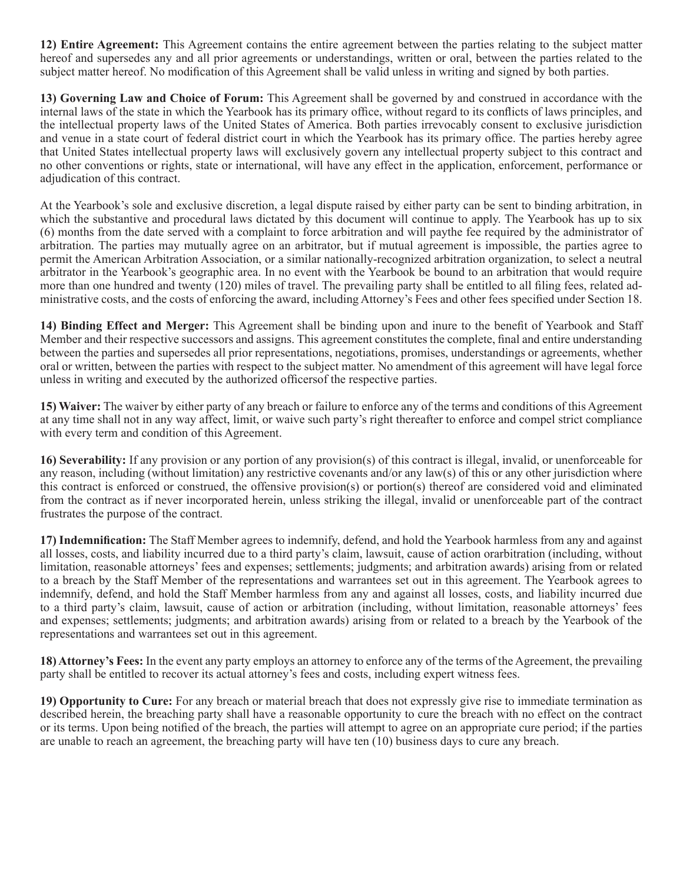**12) Entire Agreement:** This Agreement contains the entire agreement between the parties relating to the subject matter hereof and supersedes any and all prior agreements or understandings, written or oral, between the parties related to the subject matter hereof. No modification of this Agreement shall be valid unless in writing and signed by both parties.

**13) Governing Law and Choice of Forum:** This Agreement shall be governed by and construed in accordance with the internal laws of the state in which the Yearbook has its primary office, without regard to its conflicts of laws principles, and the intellectual property laws of the United States of America. Both parties irrevocably consent to exclusive jurisdiction and venue in a state court of federal district court in which the Yearbook has its primary office. The parties hereby agree that United States intellectual property laws will exclusively govern any intellectual property subject to this contract and no other conventions or rights, state or international, will have any effect in the application, enforcement, performance or adjudication of this contract.

At the Yearbook's sole and exclusive discretion, a legal dispute raised by either party can be sent to binding arbitration, in which the substantive and procedural laws dictated by this document will continue to apply. The Yearbook has up to six (6) months from the date served with a complaint to force arbitration and will paythe fee required by the administrator of arbitration. The parties may mutually agree on an arbitrator, but if mutual agreement is impossible, the parties agree to permit the American Arbitration Association, or a similar nationally-recognized arbitration organization, to select a neutral arbitrator in the Yearbook's geographic area. In no event with the Yearbook be bound to an arbitration that would require more than one hundred and twenty (120) miles of travel. The prevailing party shall be entitled to all filing fees, related administrative costs, and the costs of enforcing the award, including Attorney's Fees and other fees specified under Section 18.

**14) Binding Effect and Merger:** This Agreement shall be binding upon and inure to the benefit of Yearbook and Staff Member and their respective successors and assigns. This agreement constitutes the complete, final and entire understanding between the parties and supersedes all prior representations, negotiations, promises, understandings or agreements, whether oral or written, between the parties with respect to the subject matter. No amendment of this agreement will have legal force unless in writing and executed by the authorized officersof the respective parties.

**15) Waiver:** The waiver by either party of any breach or failure to enforce any of the terms and conditions of this Agreement at any time shall not in any way affect, limit, or waive such party's right thereafter to enforce and compel strict compliance with every term and condition of this Agreement.

**16) Severability:** If any provision or any portion of any provision(s) of this contract is illegal, invalid, or unenforceable for any reason, including (without limitation) any restrictive covenants and/or any law(s) of this or any other jurisdiction where this contract is enforced or construed, the offensive provision(s) or portion(s) thereof are considered void and eliminated from the contract as if never incorporated herein, unless striking the illegal, invalid or unenforceable part of the contract frustrates the purpose of the contract.

**17) Indemnification:** The Staff Member agrees to indemnify, defend, and hold the Yearbook harmless from any and against all losses, costs, and liability incurred due to a third party's claim, lawsuit, cause of action orarbitration (including, without limitation, reasonable attorneys' fees and expenses; settlements; judgments; and arbitration awards) arising from or related to a breach by the Staff Member of the representations and warrantees set out in this agreement. The Yearbook agrees to indemnify, defend, and hold the Staff Member harmless from any and against all losses, costs, and liability incurred due to a third party's claim, lawsuit, cause of action or arbitration (including, without limitation, reasonable attorneys' fees and expenses; settlements; judgments; and arbitration awards) arising from or related to a breach by the Yearbook of the representations and warrantees set out in this agreement.

**18) Attorney's Fees:** In the event any party employs an attorney to enforce any of the terms of the Agreement, the prevailing party shall be entitled to recover its actual attorney's fees and costs, including expert witness fees.

**19) Opportunity to Cure:** For any breach or material breach that does not expressly give rise to immediate termination as described herein, the breaching party shall have a reasonable opportunity to cure the breach with no effect on the contract or its terms. Upon being notified of the breach, the parties will attempt to agree on an appropriate cure period; if the parties are unable to reach an agreement, the breaching party will have ten (10) business days to cure any breach.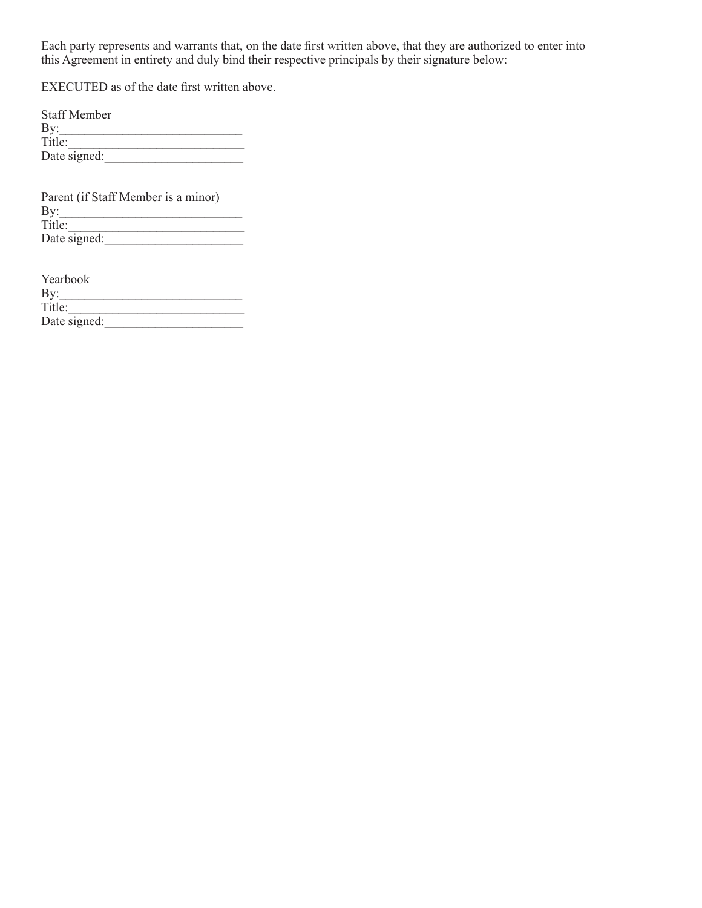Each party represents and warrants that, on the date first written above, that they are authorized to enter into this Agreement in entirety and duly bind their respective principals by their signature below:

EXECUTED as of the date first written above.

Staff Member
By:____________________________
Title:___________________________
Date signed:_____________________

Parent (if Staff Member is a minor)
By:____________________________
Title:___________________________
Date signed:_____________________

Yearbook
By:____________________________
Title:___________________________
Date signed:_____________________